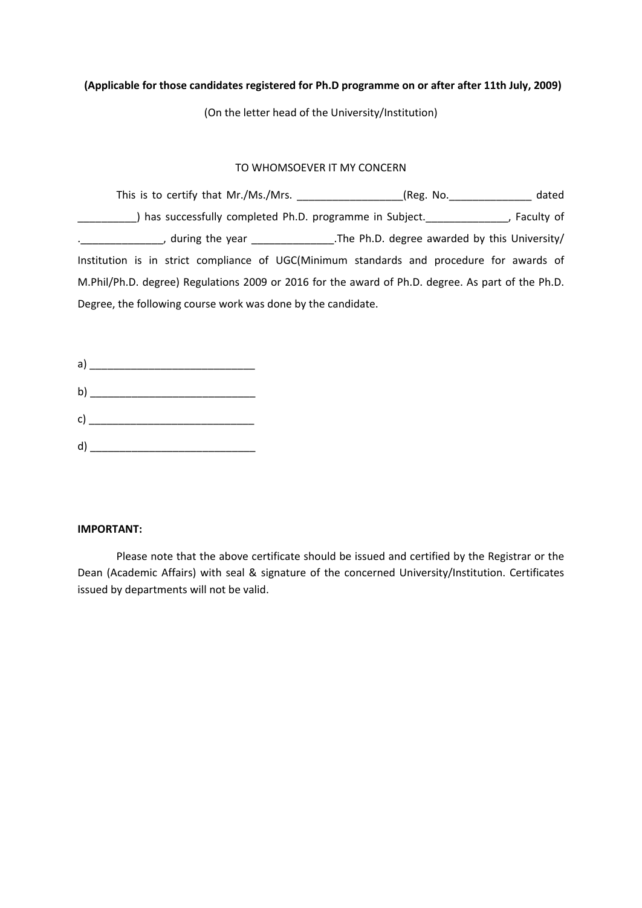**(Applicable for those candidates registered for Ph.D programme on or after after 11th July, 2009)**

(On the letter head of the University/Institution)

TO WHOMSOEVER IT MY CONCERN

This is to certify that Mr./Ms./Mrs. __________________(Reg. No.______________ dated __________) has successfully completed Ph.D. programme in Subject.______________, Faculty of .______________, during the year ______________.The Ph.D. degree awarded by this University/ Institution is in strict compliance of UGC(Minimum standards and procedure for awards of M.Phil/Ph.D. degree) Regulations 2009 or 2016 for the award of Ph.D. degree. As part of the Ph.D. Degree, the following course work was done by the candidate.

a) ____________________________

b) ____________________________

c) ____________________________

d) ____________________________

**IMPORTANT:**

Please note that the above certificate should be issued and certified by the Registrar or the Dean (Academic Affairs) with seal & signature of the concerned University/Institution. Certificates issued by departments will not be valid.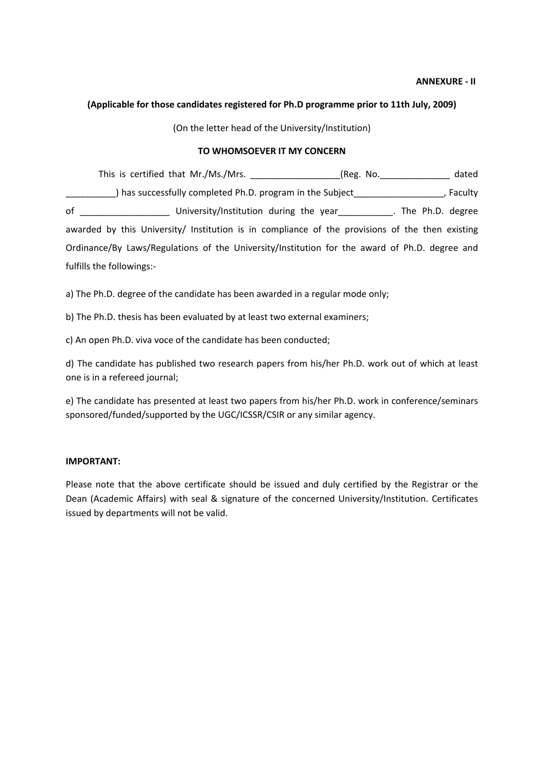**ANNEXURE - II**

**(Applicable for those candidates registered for Ph.D programme prior to 11th July, 2009)**

(On the letter head of the University/Institution)

**TO WHOMSOEVER IT MY CONCERN**

This is certified that Mr./Ms./Mrs. __________________(Reg. No.______________ dated __________) has successfully completed Ph.D. program in the Subject__________________, Faculty of __________________ University/Institution during the year___________. The Ph.D. degree awarded by this University/ Institution is in compliance of the provisions of the then existing Ordinance/By Laws/Regulations of the University/Institution for the award of Ph.D. degree and fulfills the followings:-

a) The Ph.D. degree of the candidate has been awarded in a regular mode only;

b) The Ph.D. thesis has been evaluated by at least two external examiners;

c) An open Ph.D. viva voce of the candidate has been conducted;

d) The candidate has published two research papers from his/her Ph.D. work out of which at least one is in a refereed journal;

e) The candidate has presented at least two papers from his/her Ph.D. work in conference/seminars sponsored/funded/supported by the UGC/ICSSR/CSIR or any similar agency.

**IMPORTANT:**

Please note that the above certificate should be issued and duly certified by the Registrar or the Dean (Academic Affairs) with seal & signature of the concerned University/Institution. Certificates issued by departments will not be valid.